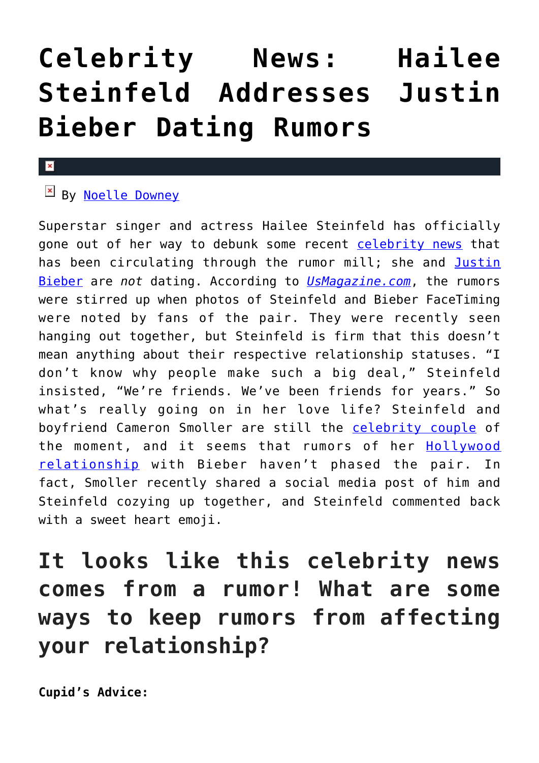# Celebrity News: Hailee Steinfeld Addresses Justin Bieber Dating Rumors

By Noelle Downey

Superstar singer and actress Hailee Steinfeld has officially gone out of her way to debunk some recent celebrity news that has been circulating through the rumor mill; she and Justin Bieber are *not* dating. According to *UsMagazine.com*, the rumors were stirred up when photos of Steinfeld and Bieber FaceTiming were noted by fans of the pair. They were recently seen hanging out together, but Steinfeld is firm that this doesn't mean anything about their respective relationship statuses. "I don't know why people make such a big deal," Steinfeld insisted, "We're friends. We've been friends for years." So what's really going on in her love life? Steinfeld and boyfriend Cameron Smoller are still the celebrity couple of the moment, and it seems that rumors of her Hollywood relationship with Bieber haven't phased the pair. In fact, Smoller recently shared a social media post of him and Steinfeld cozying up together, and Steinfeld commented back with a sweet heart emoji.

## It looks like this celebrity news comes from a rumor! What are some ways to keep rumors from affecting your relationship?

**Cupid's Advice:**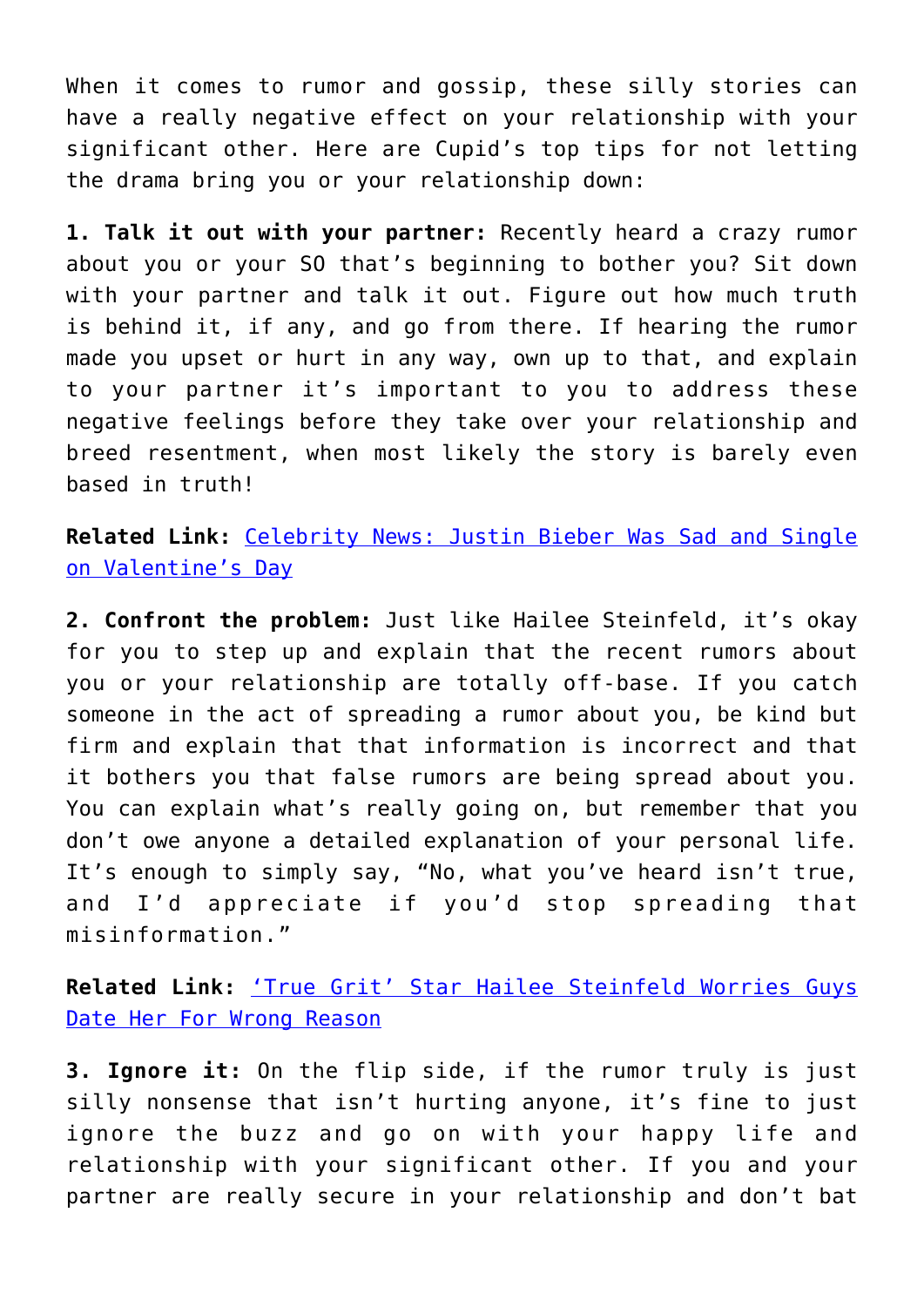When it comes to rumor and gossip, these silly stories can have a really negative effect on your relationship with your significant other. Here are Cupid's top tips for not letting the drama bring you or your relationship down:

**1. Talk it out with your partner:** Recently heard a crazy rumor about you or your SO that's beginning to bother you? Sit down with your partner and talk it out. Figure out how much truth is behind it, if any, and go from there. If hearing the rumor made you upset or hurt in any way, own up to that, and explain to your partner it's important to you to address these negative feelings before they take over your relationship and breed resentment, when most likely the story is barely even based in truth!

**Related Link:** [Celebrity News: Justin Bieber Was Sad and Single on Valentine's Day]()

**2. Confront the problem:** Just like Hailee Steinfeld, it's okay for you to step up and explain that the recent rumors about you or your relationship are totally off-base. If you catch someone in the act of spreading a rumor about you, be kind but firm and explain that that information is incorrect and that it bothers you that false rumors are being spread about you. You can explain what's really going on, but remember that you don't owe anyone a detailed explanation of your personal life. It's enough to simply say, "No, what you've heard isn't true, and I'd appreciate if you'd stop spreading that misinformation."

**Related Link:** ['True Grit' Star Hailee Steinfeld Worries Guys Date Her For Wrong Reason]()

**3. Ignore it:** On the flip side, if the rumor truly is just silly nonsense that isn't hurting anyone, it's fine to just ignore the buzz and go on with your happy life and relationship with your significant other. If you and your partner are really secure in your relationship and don't bat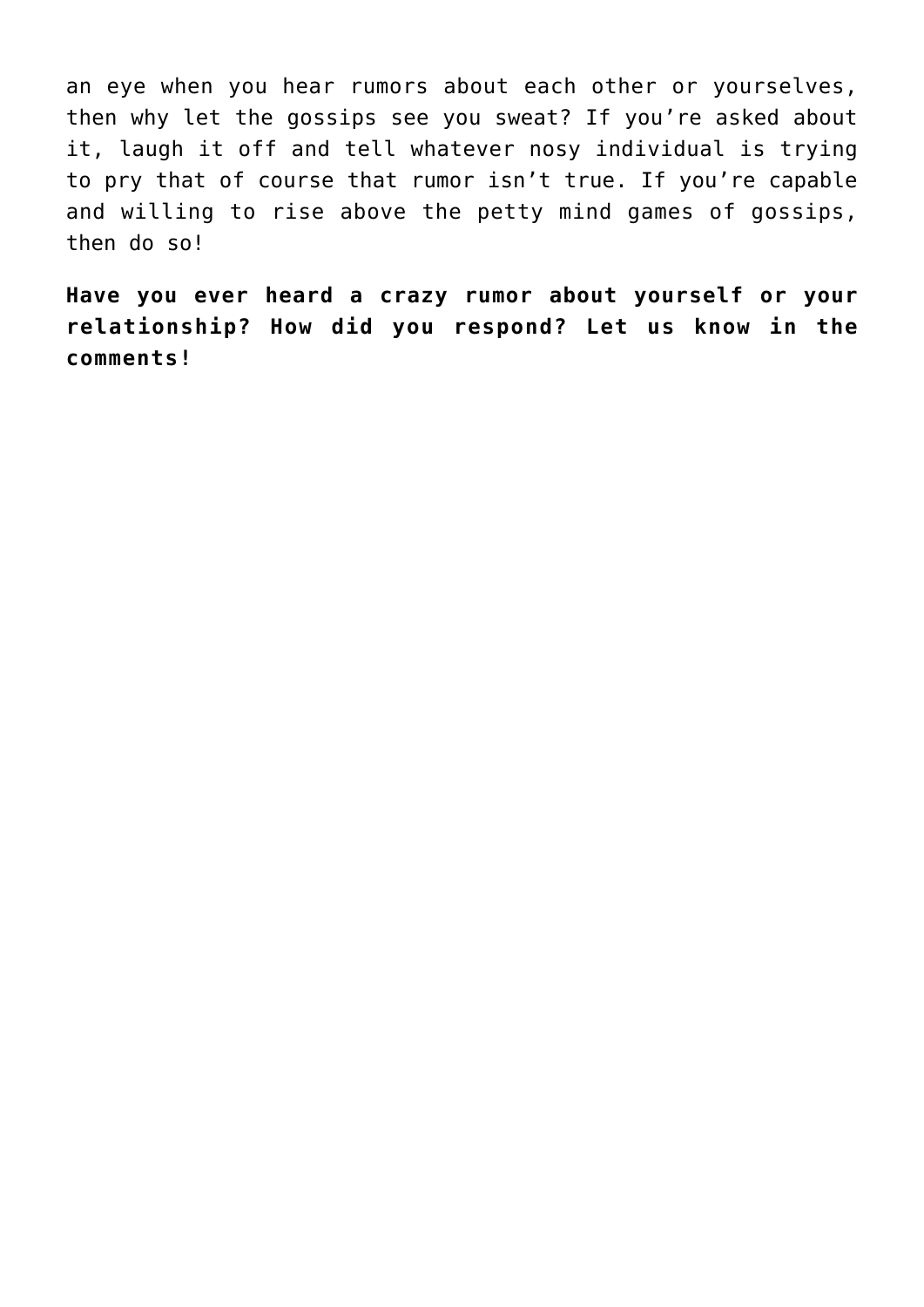an eye when you hear rumors about each other or yourselves, then why let the gossips see you sweat? If you're asked about it, laugh it off and tell whatever nosy individual is trying to pry that of course that rumor isn't true. If you're capable and willing to rise above the petty mind games of gossips, then do so!

**Have you ever heard a crazy rumor about yourself or your relationship? How did you respond? Let us know in the comments!**